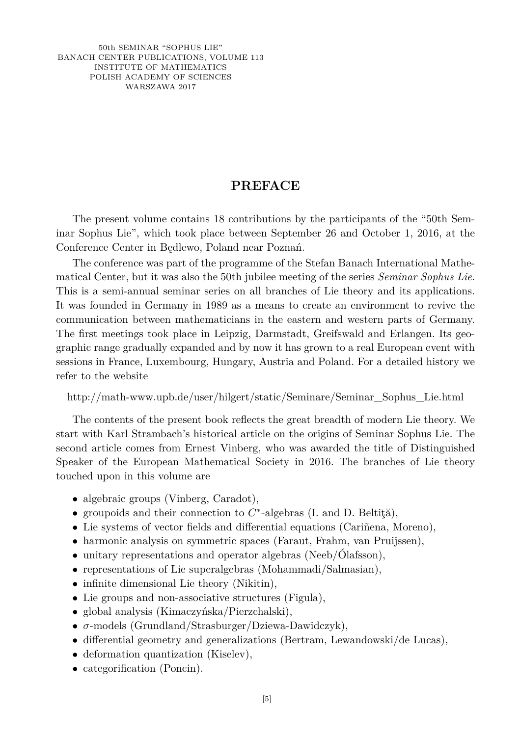# PREFACE

The present volume contains 18 contributions by the participants of the "50th Seminar Sophus Lie", which took place between September 26 and October 1, 2016, at the Conference Center in Będlewo, Poland near Poznań.

The conference was part of the programme of the Stefan Banach International Mathematical Center, but it was also the 50th jubilee meeting of the series *Seminar Sophus Lie*. This is a semi-annual seminar series on all branches of Lie theory and its applications. It was founded in Germany in 1989 as a means to create an environment to revive the communication between mathematicians in the eastern and western parts of Germany. The first meetings took place in Leipzig, Darmstadt, Greifswald and Erlangen. Its geographic range gradually expanded and by now it has grown to a real European event with sessions in France, Luxembourg, Hungary, Austria and Poland. For a detailed history we refer to the website

http://math-www.upb.de/user/hilgert/static/Seminare/Seminar_Sophus_Lie.html

The contents of the present book reflects the great breadth of modern Lie theory. We start with Karl Strambach's historical article on the origins of Seminar Sophus Lie. The second article comes from Ernest Vinberg, who was awarded the title of Distinguished Speaker of the European Mathematical Society in 2016. The branches of Lie theory touched upon in this volume are

- algebraic groups (Vinberg, Caradot),
- groupoids and their connection to $C^*$-algebras (I. and D. Beltiţă),
- Lie systems of vector fields and differential equations (Cariñena, Moreno),
- harmonic analysis on symmetric spaces (Faraut, Frahm, van Pruijssen),
- unitary representations and operator algebras (Neeb/Ólafsson),
- representations of Lie superalgebras (Mohammadi/Salmasian),
- infinite dimensional Lie theory (Nikitin),
- Lie groups and non-associative structures (Figula),
- global analysis (Kimaczyńska/Pierzchalski),
- $\sigma$-models (Grundland/Strasburger/Dziewa-Dawidczyk),
- differential geometry and generalizations (Bertram, Lewandowski/de Lucas),
- deformation quantization (Kiselev),
- categorification (Poncin).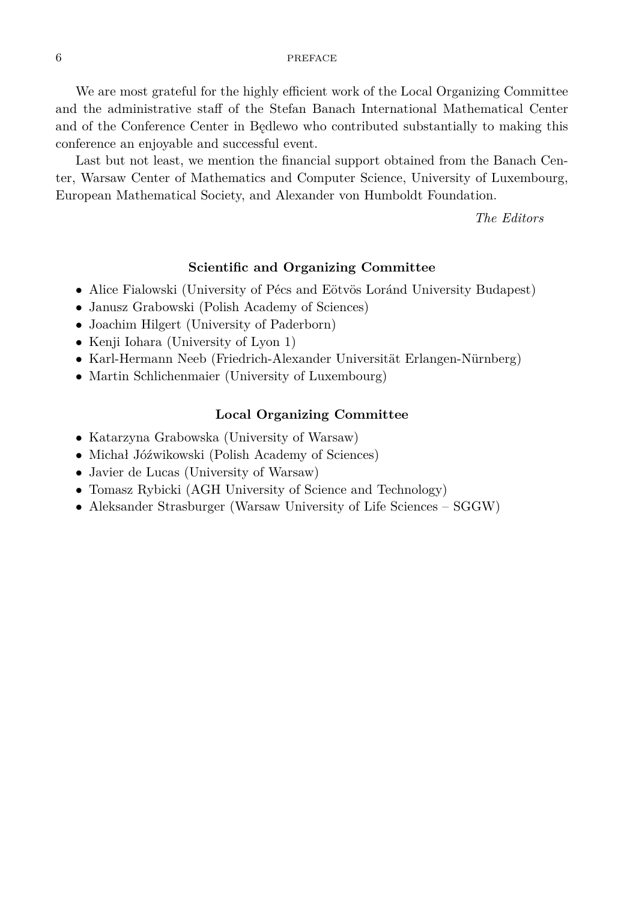We are most grateful for the highly efficient work of the Local Organizing Committee and the administrative staff of the Stefan Banach International Mathematical Center and of the Conference Center in Będlewo who contributed substantially to making this conference an enjoyable and successful event.

Last but not least, we mention the financial support obtained from the Banach Center, Warsaw Center of Mathematics and Computer Science, University of Luxembourg, European Mathematical Society, and Alexander von Humboldt Foundation.

*The Editors*

### Scientific and Organizing Committee

- Alice Fialowski (University of Pécs and Eötvös Loránd University Budapest)
- Janusz Grabowski (Polish Academy of Sciences)
- Joachim Hilgert (University of Paderborn)
- Kenji Iohara (University of Lyon 1)
- Karl-Hermann Neeb (Friedrich-Alexander Universität Erlangen-Nürnberg)
- Martin Schlichenmaier (University of Luxembourg)

### Local Organizing Committee

- Katarzyna Grabowska (University of Warsaw)
- Michał Jóźwikowski (Polish Academy of Sciences)
- Javier de Lucas (University of Warsaw)
- Tomasz Rybicki (AGH University of Science and Technology)
- Aleksander Strasburger (Warsaw University of Life Sciences – SGGW)